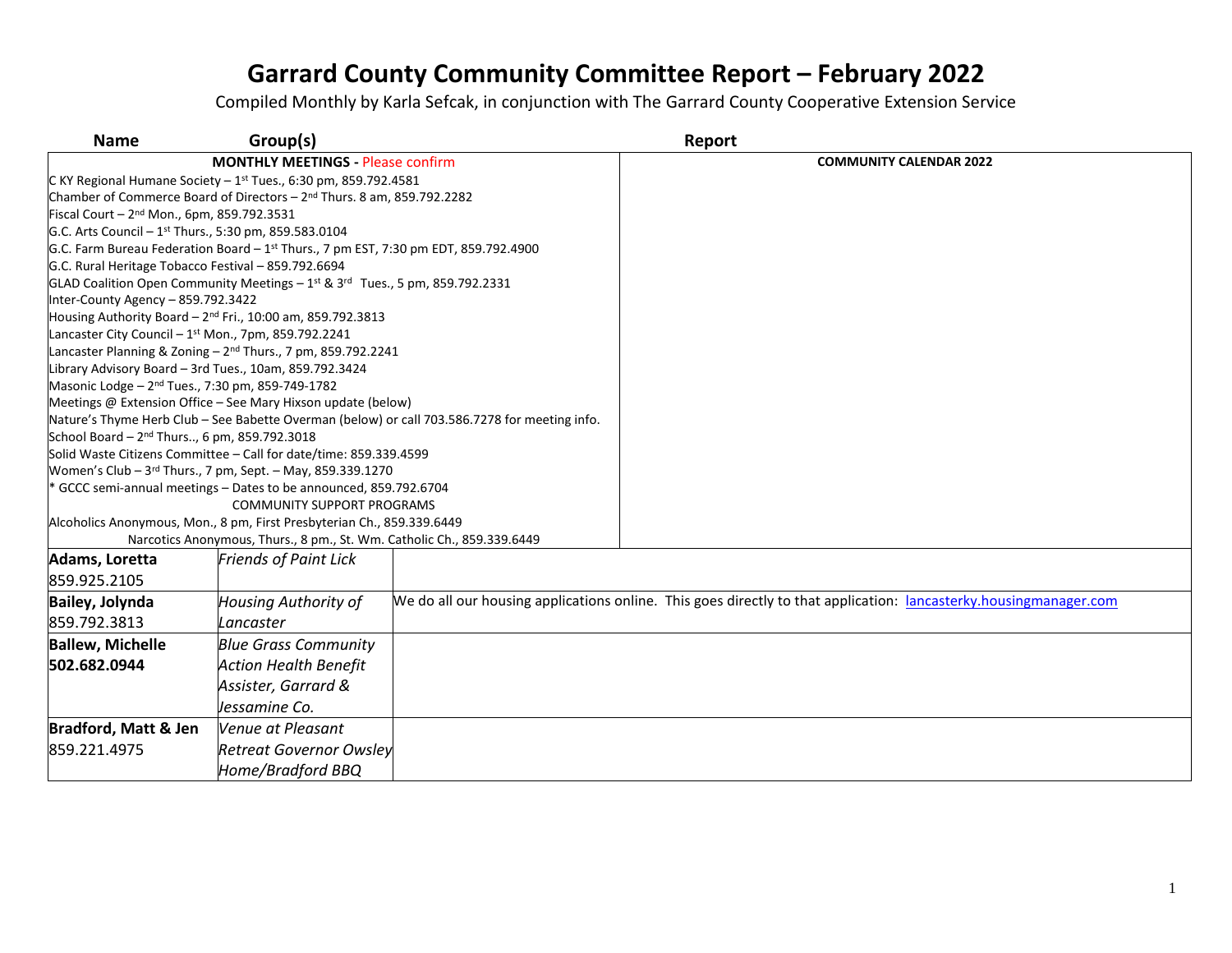# Garrard County Community Committee Report – February 2022

Compiled Monthly by Karla Sefcak, in conjunction with The Garrard County Cooperative Extension Service

| Name | Group(s) | Report |
|---|---|---|
| **MONTHLY MEETINGS -** Please confirm | | **COMMUNITY CALENDAR 2022** |
| C KY Regional Humane Society – 1st Tues., 6:30 pm, 859.792.4581<br>Chamber of Commerce Board of Directors – 2nd Thurs. 8 am, 859.792.2282<br>Fiscal Court – 2nd Mon., 6pm, 859.792.3531<br>G.C. Arts Council – 1st Thurs., 5:30 pm, 859.583.0104<br>G.C. Farm Bureau Federation Board – 1st Thurs., 7 pm EST, 7:30 pm EDT, 859.792.4900<br>G.C. Rural Heritage Tobacco Festival – 859.792.6694<br>GLAD Coalition Open Community Meetings – 1st & 3rd Tues., 5 pm, 859.792.2331<br>Inter-County Agency – 859.792.3422<br>Housing Authority Board – 2nd Fri., 10:00 am, 859.792.3813<br>Lancaster City Council – 1st Mon., 7pm, 859.792.2241<br>Lancaster Planning & Zoning – 2nd Thurs., 7 pm, 859.792.2241<br>Library Advisory Board – 3rd Tues., 10am, 859.792.3424<br>Masonic Lodge – 2nd Tues., 7:30 pm, 859-749-1782<br>Meetings @ Extension Office – See Mary Hixson update (below)<br>Nature's Thyme Herb Club – See Babette Overman (below) or call 703.586.7278 for meeting info.<br>School Board – 2nd Thurs.., 6 pm, 859.792.3018<br>Solid Waste Citizens Committee – Call for date/time: 859.339.4599<br>Women's Club – 3rd Thurs., 7 pm, Sept. – May, 859.339.1270<br>* GCCC semi-annual meetings – Dates to be announced, 859.792.6704<br>COMMUNITY SUPPORT PROGRAMS<br>Alcoholics Anonymous, Mon., 8 pm, First Presbyterian Ch., 859.339.6449<br>Narcotics Anonymous, Thurs., 8 pm., St. Wm. Catholic Ch., 859.339.6449 | | |
| **Adams, Loretta**<br>859.925.2105 | *Friends of Paint Lick* | |
| **Bailey, Jolynda**<br>859.792.3813 | *Housing Authority of Lancaster* | We do all our housing applications online. This goes directly to that application: lancasterky.housingmanager.com |
| **Ballew, Michelle**<br>**502.682.0944** | *Blue Grass Community Action Health Benefit Assister, Garrard & Jessamine Co.* | |
| **Bradford, Matt & Jen**<br>859.221.4975 | *Venue at Pleasant Retreat Governor Owsley Home/Bradford BBQ* | |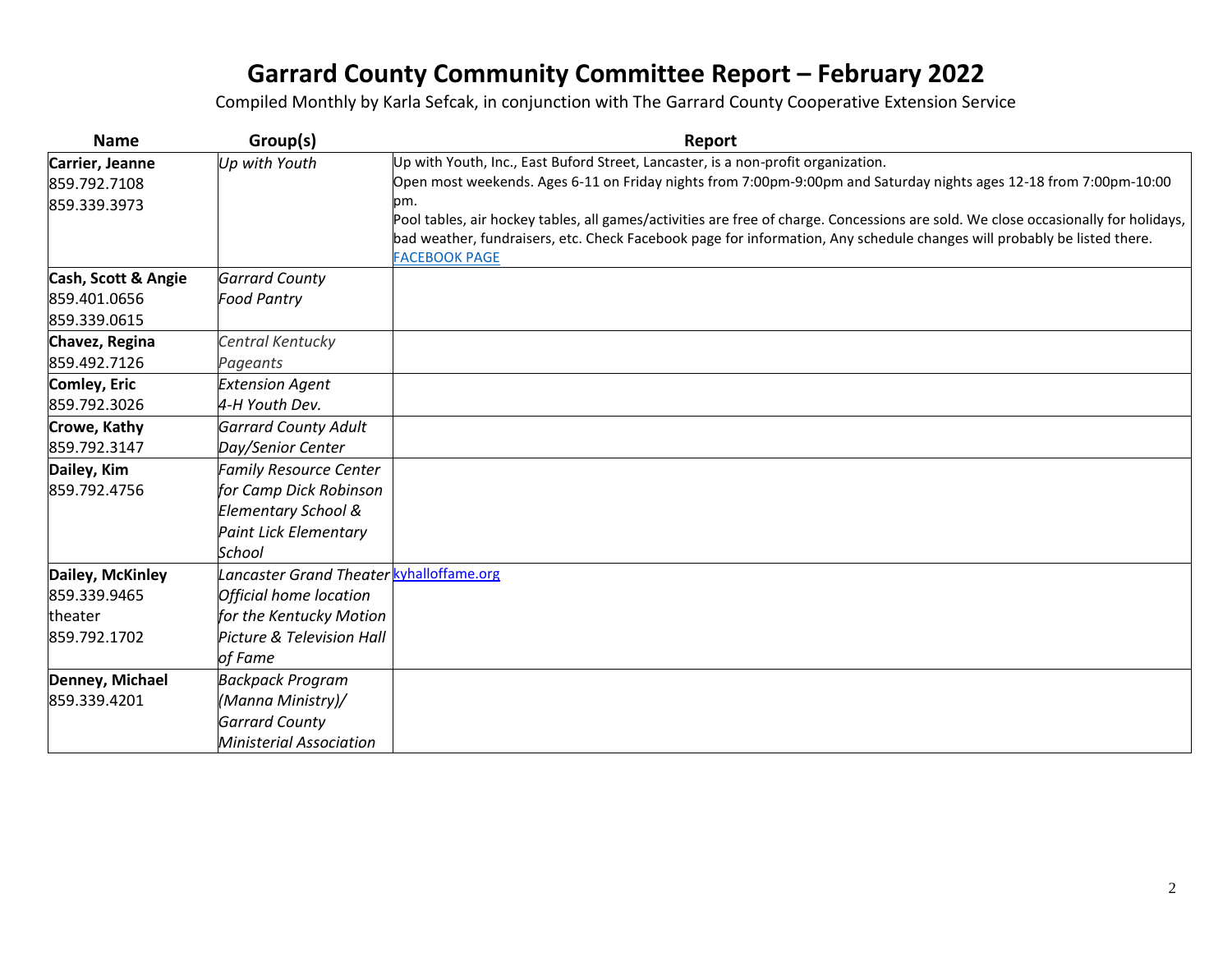# Garrard County Community Committee Report – February 2022

Compiled Monthly by Karla Sefcak, in conjunction with The Garrard County Cooperative Extension Service

| Name | Group(s) | Report |
|---|---|---|
| **Carrier, Jeanne**<br>859.792.7108<br>859.339.3973 | *Up with Youth* | Up with Youth, Inc., East Buford Street, Lancaster, is a non-profit organization.<br>Open most weekends. Ages 6-11 on Friday nights from 7:00pm-9:00pm and Saturday nights ages 12-18 from 7:00pm-10:00 pm.<br>Pool tables, air hockey tables, all games/activities are free of charge. Concessions are sold. We close occasionally for holidays, bad weather, fundraisers, etc. Check Facebook page for information, Any schedule changes will probably be listed there.<br>FACEBOOK PAGE |
| **Cash, Scott & Angie**<br>859.401.0656<br>859.339.0615 | *Garrard County Food Pantry* | |
| **Chavez, Regina**<br>859.492.7126 | *Central Kentucky Pageants* | |
| **Comley, Eric**<br>859.792.3026 | *Extension Agent 4-H Youth Dev.* | |
| **Crowe, Kathy**<br>859.792.3147 | *Garrard County Adult Day/Senior Center* | |
| **Dailey, Kim**<br>859.792.4756 | *Family Resource Center for Camp Dick Robinson Elementary School & Paint Lick Elementary School* | |
| **Dailey, McKinley**<br>859.339.9465<br>theater<br>859.792.1702 | *Lancaster Grand Theater Official home location for the Kentucky Motion Picture & Television Hall of Fame* | kyhalloffame.org |
| **Denney, Michael**<br>859.339.4201 | *Backpack Program (Manna Ministry)/ Garrard County Ministerial Association* | |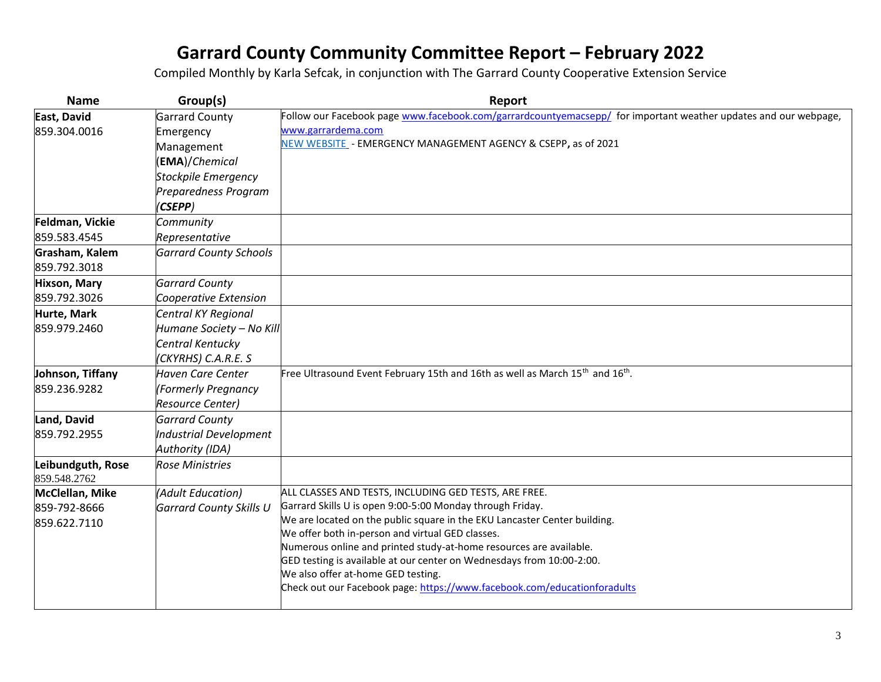# Garrard County Community Committee Report – February 2022

Compiled Monthly by Karla Sefcak, in conjunction with The Garrard County Cooperative Extension Service

| Name | Group(s) | Report |
|---|---|---|
| **East, David**<br>859.304.0016 | Garrard County Emergency Management (**EMA**)/*Chemical Stockpile Emergency Preparedness Program (**CSEPP**)* | Follow our Facebook page www.facebook.com/garrardcountyemacsepp/ for important weather updates and our webpage, www.garrardema.com<br>NEW WEBSITE - EMERGENCY MANAGEMENT AGENCY & CSEPP**,** as of 2021 |
| **Feldman, Vickie**<br>859.583.4545 | *Community Representative* | |
| **Grasham, Kalem**<br>859.792.3018 | *Garrard County Schools* | |
| **Hixson, Mary**<br>859.792.3026 | *Garrard County Cooperative Extension* | |
| **Hurte, Mark**<br>859.979.2460 | *Central KY Regional Humane Society – No Kill Central Kentucky (CKYRHS) C.A.R.E. S* | |
| **Johnson, Tiffany**<br>859.236.9282 | *Haven Care Center (Formerly Pregnancy Resource Center)* | Free Ultrasound Event February 15th and 16th as well as March 15th and 16th. |
| **Land, David**<br>859.792.2955 | *Garrard County Industrial Development Authority (IDA)* | |
| **Leibundguth, Rose**<br>859.548.2762 | *Rose Ministries* | |
| **McClellan, Mike**<br>859-792-8666<br>859.622.7110 | *(Adult Education) Garrard County Skills U* | ALL CLASSES AND TESTS, INCLUDING GED TESTS, ARE FREE.<br>Garrard Skills U is open 9:00-5:00 Monday through Friday.<br>We are located on the public square in the EKU Lancaster Center building.<br>We offer both in-person and virtual GED classes.<br>Numerous online and printed study-at-home resources are available.<br>GED testing is available at our center on Wednesdays from 10:00-2:00.<br>We also offer at-home GED testing.<br>Check out our Facebook page: https://www.facebook.com/educationforadults |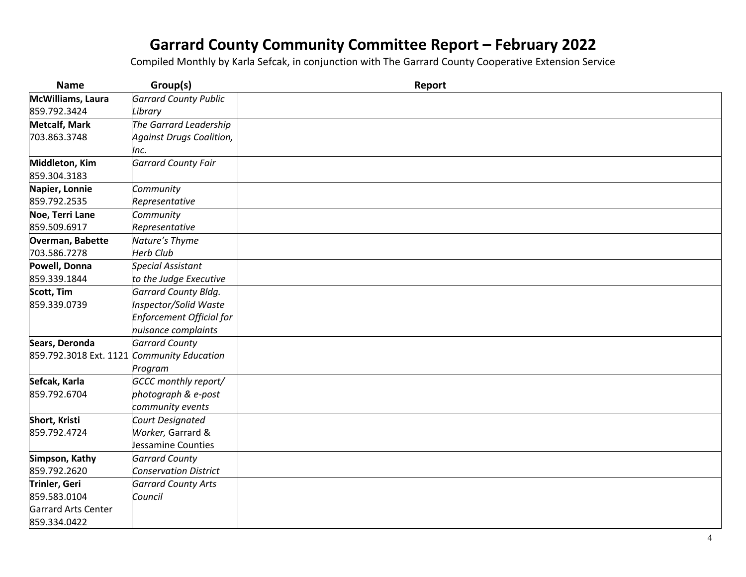# Garrard County Community Committee Report – February 2022

Compiled Monthly by Karla Sefcak, in conjunction with The Garrard County Cooperative Extension Service

| Name | Group(s) | Report |
| --- | --- | --- |
| **McWilliams, Laura**<br>859.792.3424 | *Garrard County Public Library* | |
| **Metcalf, Mark**<br>703.863.3748 | *The Garrard Leadership Against Drugs Coalition, Inc.* | |
| **Middleton, Kim**<br>859.304.3183 | *Garrard County Fair* | |
| **Napier, Lonnie**<br>859.792.2535 | *Community Representative* | |
| **Noe, Terri Lane**<br>859.509.6917 | *Community Representative* | |
| **Overman, Babette**<br>703.586.7278 | *Nature's Thyme Herb Club* | |
| **Powell, Donna**<br>859.339.1844 | *Special Assistant to the Judge Executive* | |
| **Scott, Tim**<br>859.339.0739 | *Garrard County Bldg. Inspector/Solid Waste Enforcement Official for nuisance complaints* | |
| **Sears, Deronda**<br>859.792.3018 Ext. 1121 | *Garrard County Community Education Program* | |
| **Sefcak, Karla**<br>859.792.6704 | *GCCC monthly report/ photograph & e-post community events* | |
| **Short, Kristi**<br>859.792.4724 | *Court Designated Worker,* Garrard & Jessamine Counties | |
| **Simpson, Kathy**<br>859.792.2620 | *Garrard County Conservation District* | |
| **Trinler, Geri**<br>859.583.0104<br>Garrard Arts Center<br>859.334.0422 | *Garrard County Arts Council* | |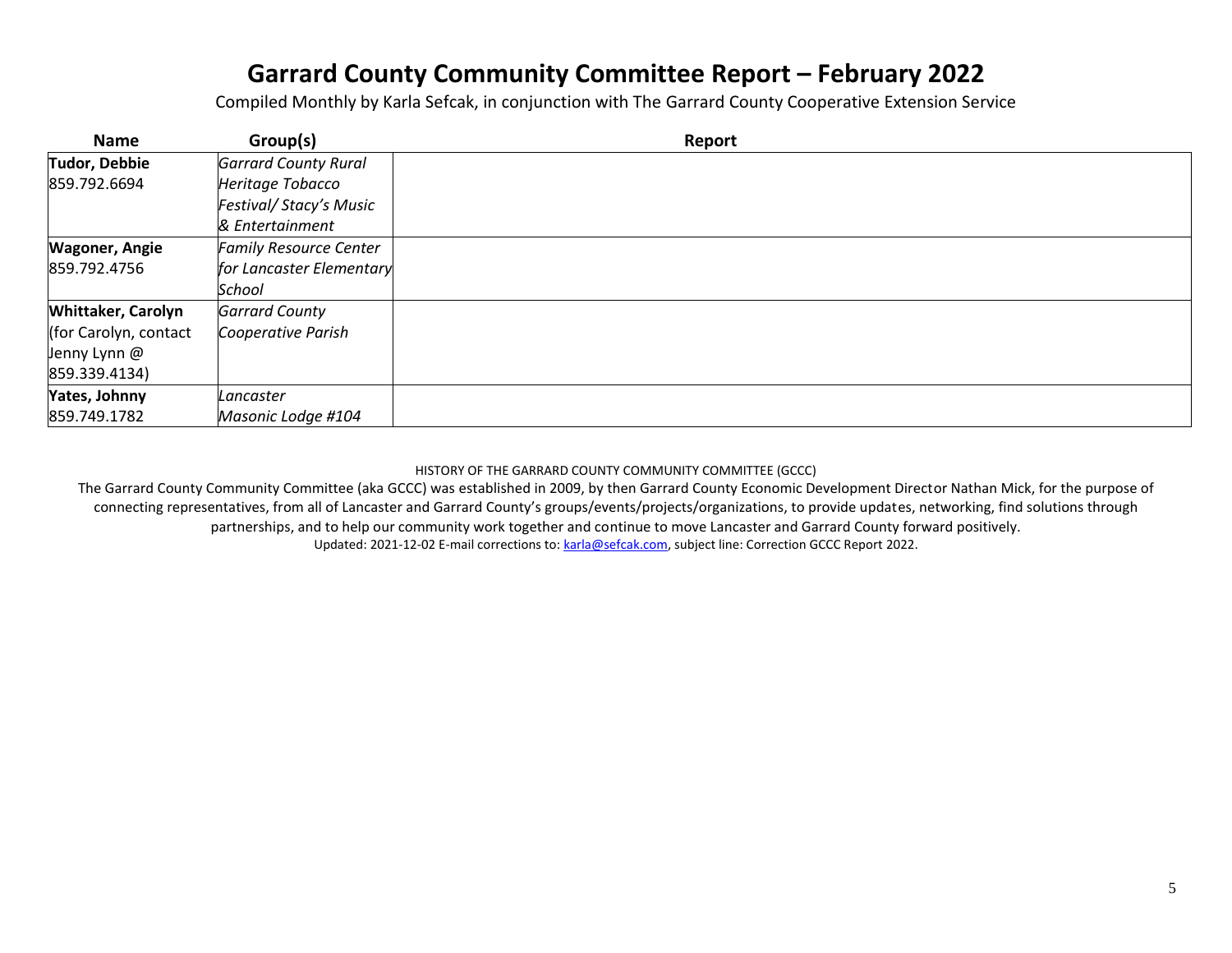# Garrard County Community Committee Report – February 2022

Compiled Monthly by Karla Sefcak, in conjunction with The Garrard County Cooperative Extension Service

| Name | Group(s) | Report |
|---|---|---|
| **Tudor, Debbie**<br>859.792.6694 | *Garrard County Rural Heritage Tobacco Festival/ Stacy's Music & Entertainment* | |
| **Wagoner, Angie**<br>859.792.4756 | *Family Resource Center for Lancaster Elementary School* | |
| **Whittaker, Carolyn**<br>(for Carolyn, contact Jenny Lynn @ 859.339.4134) | *Garrard County Cooperative Parish* | |
| **Yates, Johnny**<br>859.749.1782 | *Lancaster Masonic Lodge #104* | |

HISTORY OF THE GARRARD COUNTY COMMUNITY COMMITTEE (GCCC)

The Garrard County Community Committee (aka GCCC) was established in 2009, by then Garrard County Economic Development Director Nathan Mick, for the purpose of connecting representatives, from all of Lancaster and Garrard County's groups/events/projects/organizations, to provide updates, networking, find solutions through partnerships, and to help our community work together and continue to move Lancaster and Garrard County forward positively.

Updated: 2021-12-02 E-mail corrections to: karla@sefcak.com, subject line: Correction GCCC Report 2022.